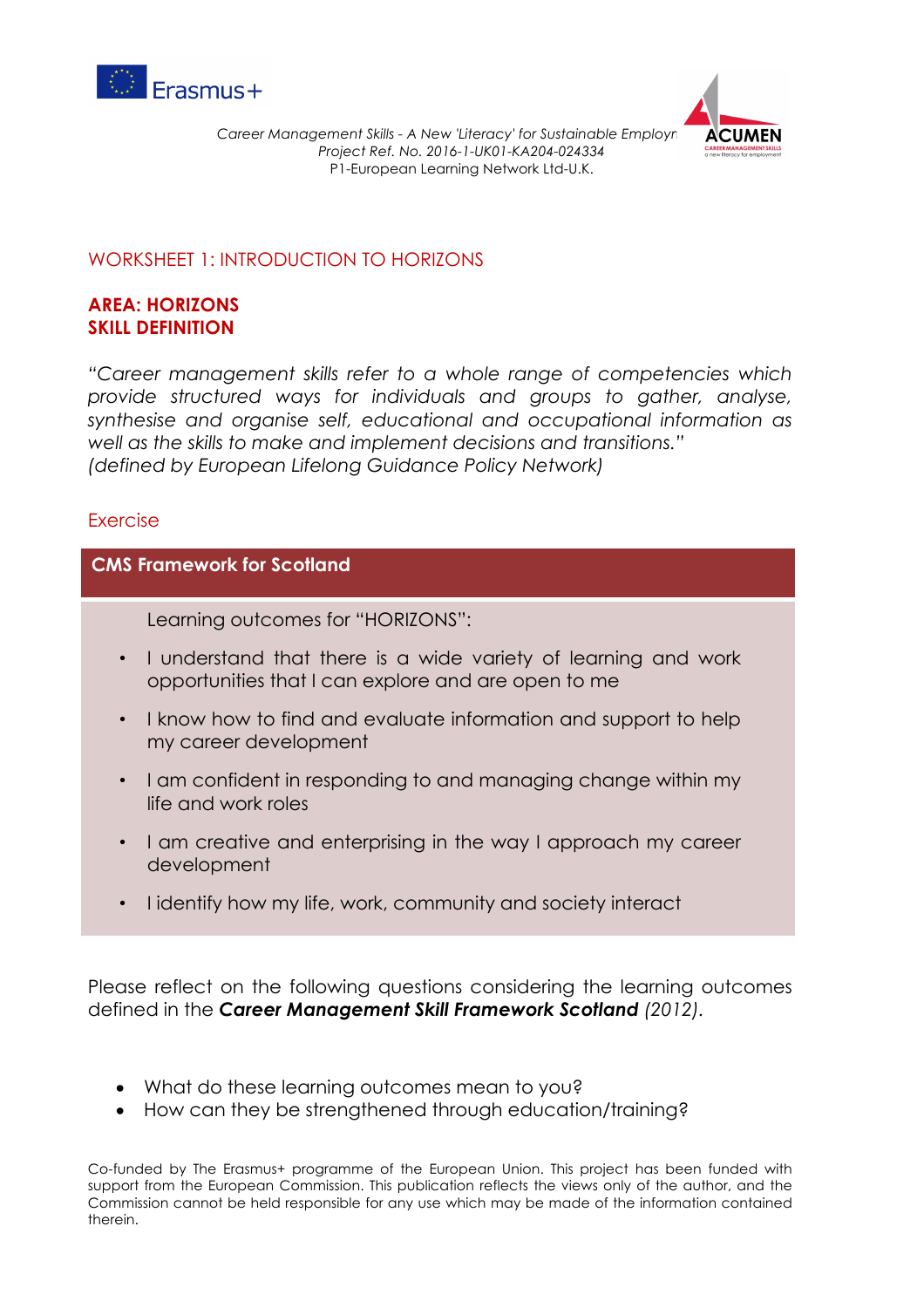# WORKSHEET 1: INTRODUCTION TO HORIZONS

**AREA: HORIZONS**
**SKILL DEFINITION**

*"Career management skills refer to a whole range of competencies which provide structured ways for individuals and groups to gather, analyse, synthesise and organise self, educational and occupational information as well as the skills to make and implement decisions and transitions."*
*(defined by European Lifelong Guidance Policy Network)*

## Exercise

**CMS Framework for Scotland**

Learning outcomes for "HORIZONS":

- I understand that there is a wide variety of learning and work opportunities that I can explore and are open to me
- I know how to find and evaluate information and support to help my career development
- I am confident in responding to and managing change within my life and work roles
- I am creative and enterprising in the way I approach my career development
- I identify how my life, work, community and society interact

Please reflect on the following questions considering the learning outcomes defined in the ***Career Management Skill Framework Scotland*** *(2012)*.

- What do these learning outcomes mean to you?
- How can they be strengthened through education/training?

Co-funded by The Erasmus+ programme of the European Union. This project has been funded with support from the European Commission. This publication reflects the views only of the author, and the Commission cannot be held responsible for any use which may be made of the information contained therein.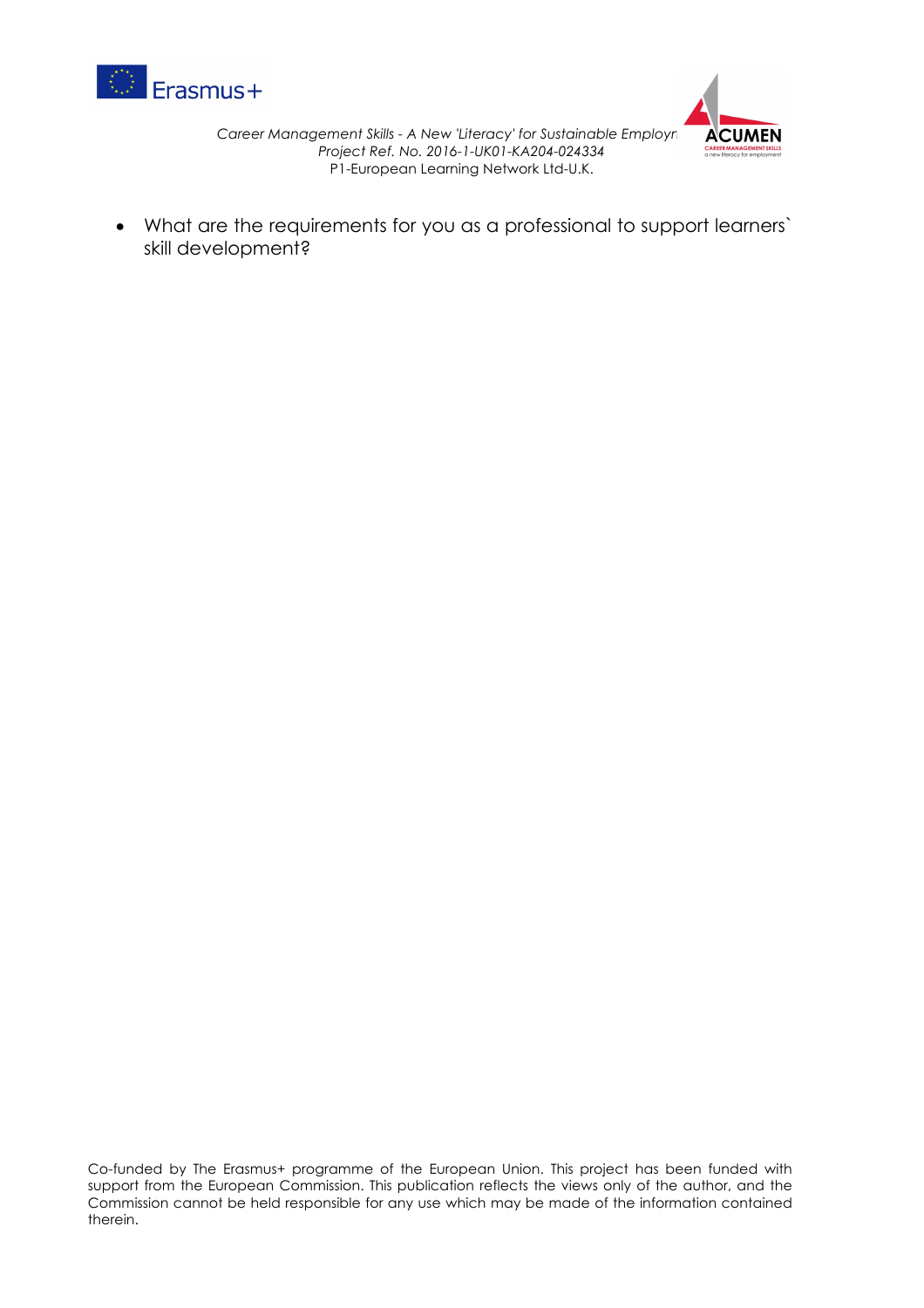- What are the requirements for you as a professional to support learners` skill development?